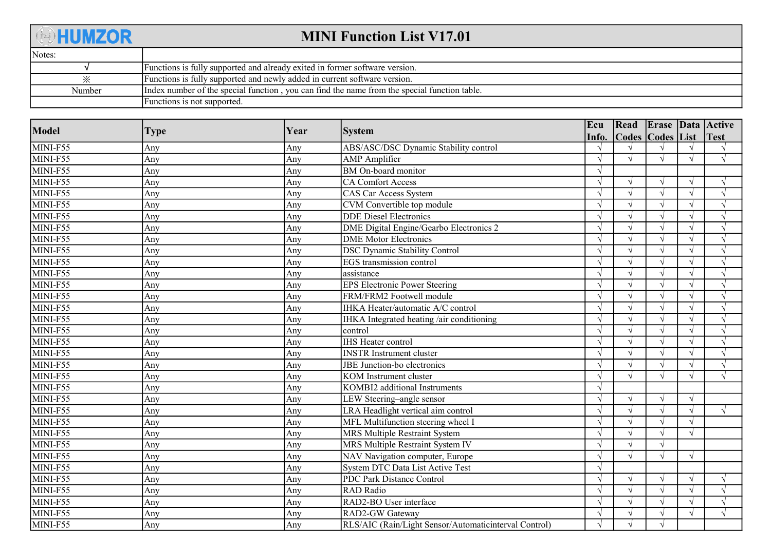# HUMZOR MINI Function List V17.01

| Notes: | |
|---|---|
| √ | Functions is fully supported and already exited in former software version. |
| ※ | Functions is fully supported and newly added in current software version. |
| Number | Index number of the special function , you can find the name from the special function table. |
| | Functions is not supported. |

| Model | Type | Year | System | Ecu Info. | Read Codes | Erase Codes | Data List | Active Test |
|---|---|---|---|---|---|---|---|---|
| MINI-F55 | Any | Any | ABS/ASC/DSC Dynamic Stability control | √ | √ | √ | √ | √ |
| MINI-F55 | Any | Any | AMP Amplifier | √ | √ | √ | √ | √ |
| MINI-F55 | Any | Any | BM On-board monitor | √ | | | | |
| MINI-F55 | Any | Any | CA Comfort Access | √ | √ | √ | √ | √ |
| MINI-F55 | Any | Any | CAS Car Access System | √ | √ | √ | √ | √ |
| MINI-F55 | Any | Any | CVM Convertible top module | √ | √ | √ | √ | √ |
| MINI-F55 | Any | Any | DDE Diesel Electronics | √ | √ | √ | √ | √ |
| MINI-F55 | Any | Any | DME Digital Engine/Gearbo Electronics 2 | √ | √ | √ | √ | √ |
| MINI-F55 | Any | Any | DME Motor Electronics | √ | √ | √ | √ | √ |
| MINI-F55 | Any | Any | DSC Dynamic Stability Control | √ | √ | √ | √ | √ |
| MINI-F55 | Any | Any | EGS transmission control | √ | √ | √ | √ | √ |
| MINI-F55 | Any | Any | assistance | √ | √ | √ | √ | √ |
| MINI-F55 | Any | Any | EPS Electronic Power Steering | √ | √ | √ | √ | √ |
| MINI-F55 | Any | Any | FRM/FRM2 Footwell module | √ | √ | √ | √ | √ |
| MINI-F55 | Any | Any | IHKA Heater/automatic A/C control | √ | √ | √ | √ | √ |
| MINI-F55 | Any | Any | IHKA Integrated heating /air conditioning | √ | √ | √ | √ | √ |
| MINI-F55 | Any | Any | control | √ | √ | √ | √ | √ |
| MINI-F55 | Any | Any | IHS Heater control | √ | √ | √ | √ | √ |
| MINI-F55 | Any | Any | INSTR Instrument cluster | √ | √ | √ | √ | √ |
| MINI-F55 | Any | Any | JBE Junction-bo electronics | √ | √ | √ | √ | √ |
| MINI-F55 | Any | Any | KOM Instrument cluster | √ | √ | √ | √ | √ |
| MINI-F55 | Any | Any | KOMBI2 additional Instruments | √ | | | | |
| MINI-F55 | Any | Any | LEW Steering–angle sensor | √ | √ | √ | √ | |
| MINI-F55 | Any | Any | LRA Headlight vertical aim control | √ | √ | √ | √ | √ |
| MINI-F55 | Any | Any | MFL Multifunction steering wheel I | √ | √ | √ | √ | |
| MINI-F55 | Any | Any | MRS Multiple Restraint System | √ | √ | √ | √ | |
| MINI-F55 | Any | Any | MRS Multiple Restraint System IV | √ | √ | √ | | |
| MINI-F55 | Any | Any | NAV Navigation computer, Europe | √ | √ | √ | √ | |
| MINI-F55 | Any | Any | System DTC Data List Active Test | √ | | | | |
| MINI-F55 | Any | Any | PDC Park Distance Control | √ | √ | √ | √ | √ |
| MINI-F55 | Any | Any | RAD Radio | √ | √ | √ | √ | √ |
| MINI-F55 | Any | Any | RAD2-BO User interface | √ | √ | √ | √ | √ |
| MINI-F55 | Any | Any | RAD2-GW Gateway | √ | √ | √ | √ | √ |
| MINI-F55 | Any | Any | RLS/AIC (Rain/Light Sensor/Automaticinterval Control) | √ | √ | √ | | |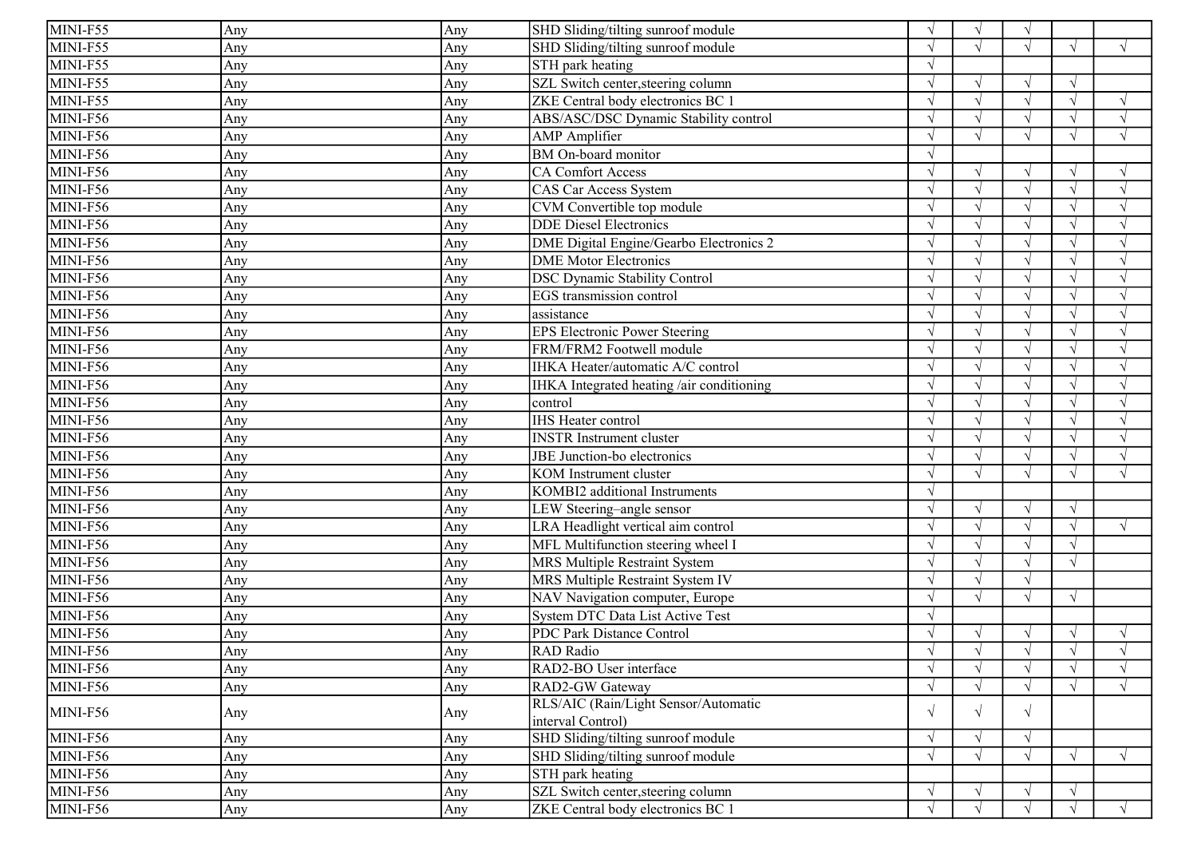| | | | | | | | | |
|---|---|---|---|---|---|---|---|---|
| MINI-F55 | Any | Any | SHD Sliding/tilting sunroof module | √ | √ | √ | | |
| MINI-F55 | Any | Any | SHD Sliding/tilting sunroof module | √ | √ | √ | √ | √ |
| MINI-F55 | Any | Any | STH park heating | √ | | | | |
| MINI-F55 | Any | Any | SZL Switch center,steering column | √ | √ | √ | √ | |
| MINI-F55 | Any | Any | ZKE Central body electronics BC 1 | √ | √ | √ | √ | √ |
| MINI-F56 | Any | Any | ABS/ASC/DSC Dynamic Stability control | √ | √ | √ | √ | √ |
| MINI-F56 | Any | Any | AMP Amplifier | √ | √ | √ | √ | √ |
| MINI-F56 | Any | Any | BM On-board monitor | √ | | | | |
| MINI-F56 | Any | Any | CA Comfort Access | √ | √ | √ | √ | √ |
| MINI-F56 | Any | Any | CAS Car Access System | √ | √ | √ | √ | √ |
| MINI-F56 | Any | Any | CVM Convertible top module | √ | √ | √ | √ | √ |
| MINI-F56 | Any | Any | DDE Diesel Electronics | √ | √ | √ | √ | √ |
| MINI-F56 | Any | Any | DME Digital Engine/Gearbo Electronics 2 | √ | √ | √ | √ | √ |
| MINI-F56 | Any | Any | DME Motor Electronics | √ | √ | √ | √ | √ |
| MINI-F56 | Any | Any | DSC Dynamic Stability Control | √ | √ | √ | √ | √ |
| MINI-F56 | Any | Any | EGS transmission control | √ | √ | √ | √ | √ |
| MINI-F56 | Any | Any | assistance | √ | √ | √ | √ | √ |
| MINI-F56 | Any | Any | EPS Electronic Power Steering | √ | √ | √ | √ | √ |
| MINI-F56 | Any | Any | FRM/FRM2 Footwell module | √ | √ | √ | √ | √ |
| MINI-F56 | Any | Any | IHKA Heater/automatic A/C control | √ | √ | √ | √ | √ |
| MINI-F56 | Any | Any | IHKA Integrated heating /air conditioning | √ | √ | √ | √ | √ |
| MINI-F56 | Any | Any | control | √ | √ | √ | √ | √ |
| MINI-F56 | Any | Any | IHS Heater control | √ | √ | √ | √ | √ |
| MINI-F56 | Any | Any | INSTR Instrument cluster | √ | √ | √ | √ | √ |
| MINI-F56 | Any | Any | JBE Junction-bo electronics | √ | √ | √ | √ | √ |
| MINI-F56 | Any | Any | KOM Instrument cluster | √ | √ | √ | √ | √ |
| MINI-F56 | Any | Any | KOMBI2 additional Instruments | √ | | | | |
| MINI-F56 | Any | Any | LEW Steering–angle sensor | √ | √ | √ | √ | |
| MINI-F56 | Any | Any | LRA Headlight vertical aim control | √ | √ | √ | √ | √ |
| MINI-F56 | Any | Any | MFL Multifunction steering wheel I | √ | √ | √ | √ | |
| MINI-F56 | Any | Any | MRS Multiple Restraint System | √ | √ | √ | √ | |
| MINI-F56 | Any | Any | MRS Multiple Restraint System IV | √ | √ | √ | | |
| MINI-F56 | Any | Any | NAV Navigation computer, Europe | √ | √ | √ | √ | |
| MINI-F56 | Any | Any | System DTC Data List Active Test | √ | | | | |
| MINI-F56 | Any | Any | PDC Park Distance Control | √ | √ | √ | √ | √ |
| MINI-F56 | Any | Any | RAD Radio | √ | √ | √ | √ | √ |
| MINI-F56 | Any | Any | RAD2-BO User interface | √ | √ | √ | √ | √ |
| MINI-F56 | Any | Any | RAD2-GW Gateway | √ | √ | √ | √ | √ |
| MINI-F56 | Any | Any | RLS/AIC (Rain/Light Sensor/Automatic interval Control) | √ | √ | √ | | |
| MINI-F56 | Any | Any | SHD Sliding/tilting sunroof module | √ | √ | √ | | |
| MINI-F56 | Any | Any | SHD Sliding/tilting sunroof module | √ | √ | √ | √ | √ |
| MINI-F56 | Any | Any | STH park heating | | | | | |
| MINI-F56 | Any | Any | SZL Switch center,steering column | √ | √ | √ | √ | |
| MINI-F56 | Any | Any | ZKE Central body electronics BC 1 | √ | √ | √ | √ | √ |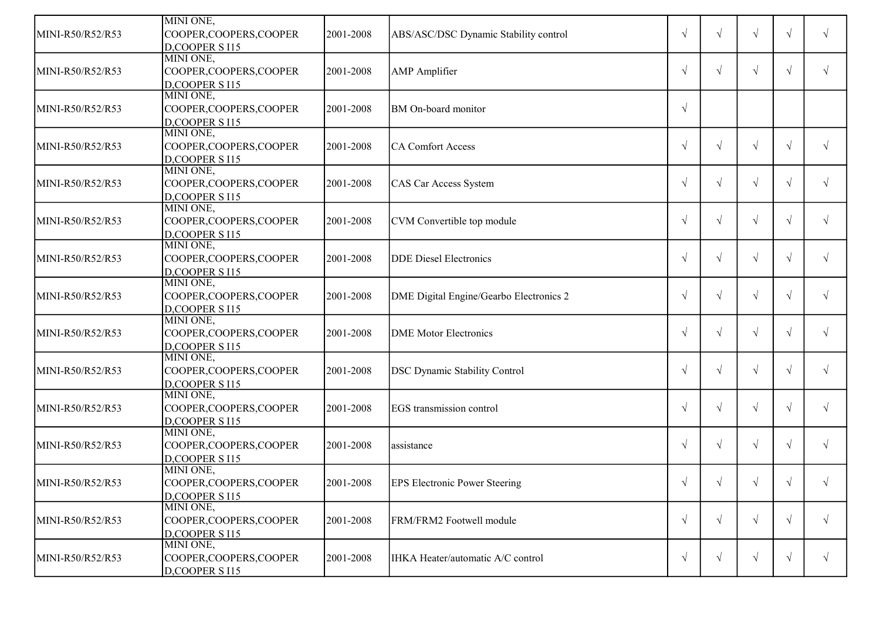| | | | | | | | | |
|---|---|---|---|---|---|---|---|---|
| MINI-R50/R52/R53 | MINI ONE, COOPER,COOPERS,COOPER D,COOPER S I15 | 2001-2008 | ABS/ASC/DSC Dynamic Stability control | √ | √ | √ | √ | √ |
| MINI-R50/R52/R53 | MINI ONE, COOPER,COOPERS,COOPER D,COOPER S I15 | 2001-2008 | AMP Amplifier | √ | √ | √ | √ | √ |
| MINI-R50/R52/R53 | MINI ONE, COOPER,COOPERS,COOPER D,COOPER S I15 | 2001-2008 | BM On-board monitor | √ | | | | |
| MINI-R50/R52/R53 | MINI ONE, COOPER,COOPERS,COOPER D,COOPER S I15 | 2001-2008 | CA Comfort Access | √ | √ | √ | √ | √ |
| MINI-R50/R52/R53 | MINI ONE, COOPER,COOPERS,COOPER D,COOPER S I15 | 2001-2008 | CAS Car Access System | √ | √ | √ | √ | √ |
| MINI-R50/R52/R53 | MINI ONE, COOPER,COOPERS,COOPER D,COOPER S I15 | 2001-2008 | CVM Convertible top module | √ | √ | √ | √ | √ |
| MINI-R50/R52/R53 | MINI ONE, COOPER,COOPERS,COOPER D,COOPER S I15 | 2001-2008 | DDE Diesel Electronics | √ | √ | √ | √ | √ |
| MINI-R50/R52/R53 | MINI ONE, COOPER,COOPERS,COOPER D,COOPER S I15 | 2001-2008 | DME Digital Engine/Gearbo Electronics 2 | √ | √ | √ | √ | √ |
| MINI-R50/R52/R53 | MINI ONE, COOPER,COOPERS,COOPER D,COOPER S I15 | 2001-2008 | DME Motor Electronics | √ | √ | √ | √ | √ |
| MINI-R50/R52/R53 | MINI ONE, COOPER,COOPERS,COOPER D,COOPER S I15 | 2001-2008 | DSC Dynamic Stability Control | √ | √ | √ | √ | √ |
| MINI-R50/R52/R53 | MINI ONE, COOPER,COOPERS,COOPER D,COOPER S I15 | 2001-2008 | EGS transmission control | √ | √ | √ | √ | √ |
| MINI-R50/R52/R53 | MINI ONE, COOPER,COOPERS,COOPER D,COOPER S I15 | 2001-2008 | assistance | √ | √ | √ | √ | √ |
| MINI-R50/R52/R53 | MINI ONE, COOPER,COOPERS,COOPER D,COOPER S I15 | 2001-2008 | EPS Electronic Power Steering | √ | √ | √ | √ | √ |
| MINI-R50/R52/R53 | MINI ONE, COOPER,COOPERS,COOPER D,COOPER S I15 | 2001-2008 | FRM/FRM2 Footwell module | √ | √ | √ | √ | √ |
| MINI-R50/R52/R53 | MINI ONE, COOPER,COOPERS,COOPER D,COOPER S I15 | 2001-2008 | IHKA Heater/automatic A/C control | √ | √ | √ | √ | √ |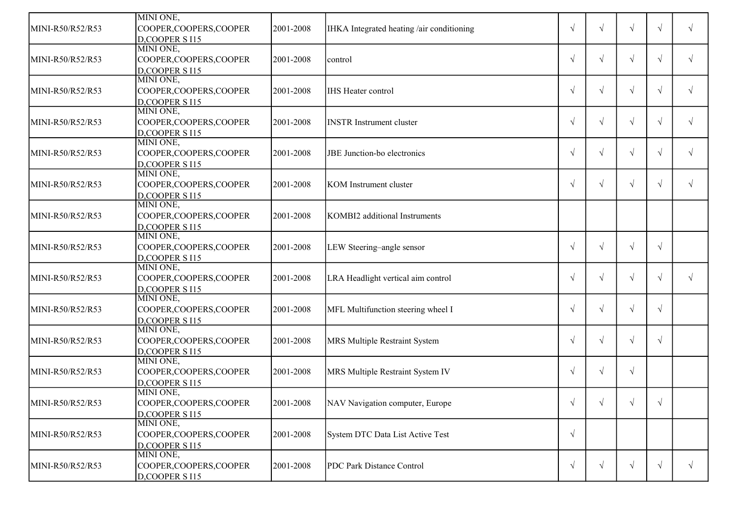| | | | | | | | | |
|---|---|---|---|---|---|---|---|---|
| MINI-R50/R52/R53 | MINI ONE, COOPER,COOPERS,COOPER D,COOPER S I15 | 2001-2008 | IHKA Integrated heating /air conditioning | √ | √ | √ | √ | √ |
| MINI-R50/R52/R53 | MINI ONE, COOPER,COOPERS,COOPER D,COOPER S I15 | 2001-2008 | control | √ | √ | √ | √ | √ |
| MINI-R50/R52/R53 | MINI ONE, COOPER,COOPERS,COOPER D,COOPER S I15 | 2001-2008 | IHS Heater control | √ | √ | √ | √ | √ |
| MINI-R50/R52/R53 | MINI ONE, COOPER,COOPERS,COOPER D,COOPER S I15 | 2001-2008 | INSTR Instrument cluster | √ | √ | √ | √ | √ |
| MINI-R50/R52/R53 | MINI ONE, COOPER,COOPERS,COOPER D,COOPER S I15 | 2001-2008 | JBE Junction-bo electronics | √ | √ | √ | √ | √ |
| MINI-R50/R52/R53 | MINI ONE, COOPER,COOPERS,COOPER D,COOPER S I15 | 2001-2008 | KOM Instrument cluster | √ | √ | √ | √ | √ |
| MINI-R50/R52/R53 | MINI ONE, COOPER,COOPERS,COOPER D,COOPER S I15 | 2001-2008 | KOMBI2 additional Instruments | | | | | |
| MINI-R50/R52/R53 | MINI ONE, COOPER,COOPERS,COOPER D,COOPER S I15 | 2001-2008 | LEW Steering–angle sensor | √ | √ | √ | √ | |
| MINI-R50/R52/R53 | MINI ONE, COOPER,COOPERS,COOPER D,COOPER S I15 | 2001-2008 | LRA Headlight vertical aim control | √ | √ | √ | √ | √ |
| MINI-R50/R52/R53 | MINI ONE, COOPER,COOPERS,COOPER D,COOPER S I15 | 2001-2008 | MFL Multifunction steering wheel I | √ | √ | √ | √ | |
| MINI-R50/R52/R53 | MINI ONE, COOPER,COOPERS,COOPER D,COOPER S I15 | 2001-2008 | MRS Multiple Restraint System | √ | √ | √ | √ | |
| MINI-R50/R52/R53 | MINI ONE, COOPER,COOPERS,COOPER D,COOPER S I15 | 2001-2008 | MRS Multiple Restraint System IV | √ | √ | √ | | |
| MINI-R50/R52/R53 | MINI ONE, COOPER,COOPERS,COOPER D,COOPER S I15 | 2001-2008 | NAV Navigation computer, Europe | √ | √ | √ | √ | |
| MINI-R50/R52/R53 | MINI ONE, COOPER,COOPERS,COOPER D,COOPER S I15 | 2001-2008 | System DTC Data List Active Test | √ | | | | |
| MINI-R50/R52/R53 | MINI ONE, COOPER,COOPERS,COOPER D,COOPER S I15 | 2001-2008 | PDC Park Distance Control | √ | √ | √ | √ | √ |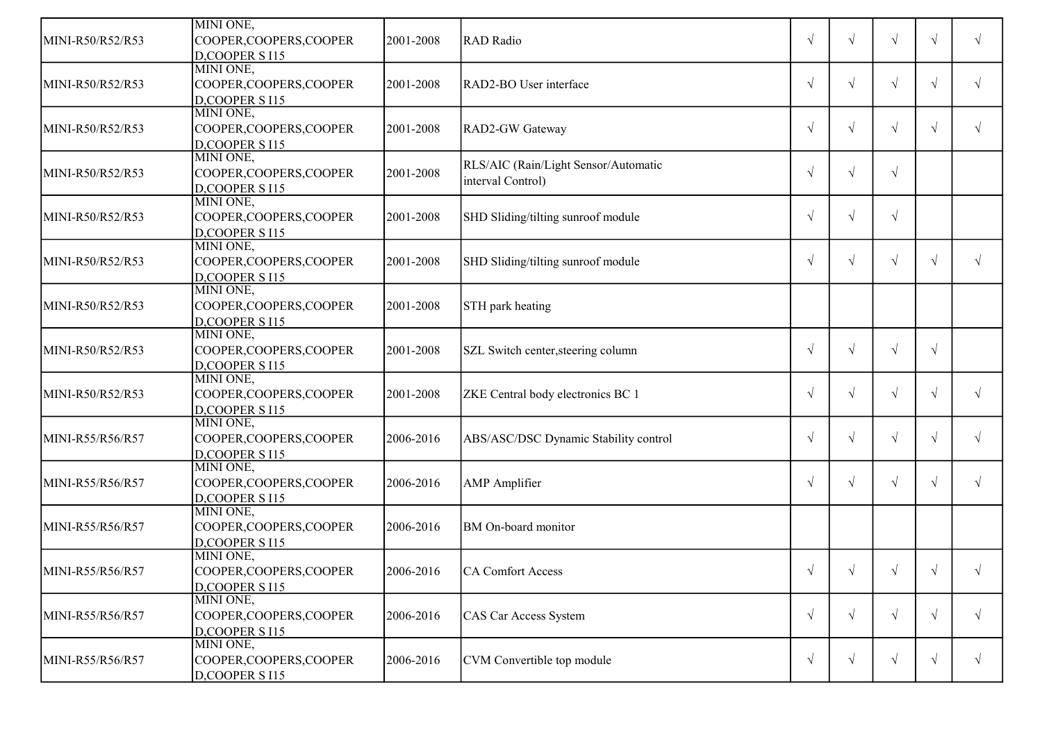| | | | | | | | | |
|---|---|---|---|---|---|---|---|---|
| MINI-R50/R52/R53 | MINI ONE, COOPER,COOPERS,COOPER D,COOPER S I15 | 2001-2008 | RAD Radio | √ | √ | √ | √ | √ |
| MINI-R50/R52/R53 | MINI ONE, COOPER,COOPERS,COOPER D,COOPER S I15 | 2001-2008 | RAD2-BO User interface | √ | √ | √ | √ | √ |
| MINI-R50/R52/R53 | MINI ONE, COOPER,COOPERS,COOPER D,COOPER S I15 | 2001-2008 | RAD2-GW Gateway | √ | √ | √ | √ | √ |
| MINI-R50/R52/R53 | MINI ONE, COOPER,COOPERS,COOPER D,COOPER S I15 | 2001-2008 | RLS/AIC (Rain/Light Sensor/Automatic interval Control) | √ | √ | √ | | |
| MINI-R50/R52/R53 | MINI ONE, COOPER,COOPERS,COOPER D,COOPER S I15 | 2001-2008 | SHD Sliding/tilting sunroof module | √ | √ | √ | | |
| MINI-R50/R52/R53 | MINI ONE, COOPER,COOPERS,COOPER D,COOPER S I15 | 2001-2008 | SHD Sliding/tilting sunroof module | √ | √ | √ | √ | √ |
| MINI-R50/R52/R53 | MINI ONE, COOPER,COOPERS,COOPER D,COOPER S I15 | 2001-2008 | STH park heating | | | | | |
| MINI-R50/R52/R53 | MINI ONE, COOPER,COOPERS,COOPER D,COOPER S I15 | 2001-2008 | SZL Switch center,steering column | √ | √ | √ | √ | |
| MINI-R50/R52/R53 | MINI ONE, COOPER,COOPERS,COOPER D,COOPER S I15 | 2001-2008 | ZKE Central body electronics BC 1 | √ | √ | √ | √ | √ |
| MINI-R55/R56/R57 | MINI ONE, COOPER,COOPERS,COOPER D,COOPER S I15 | 2006-2016 | ABS/ASC/DSC Dynamic Stability control | √ | √ | √ | √ | √ |
| MINI-R55/R56/R57 | MINI ONE, COOPER,COOPERS,COOPER D,COOPER S I15 | 2006-2016 | AMP Amplifier | √ | √ | √ | √ | √ |
| MINI-R55/R56/R57 | MINI ONE, COOPER,COOPERS,COOPER D,COOPER S I15 | 2006-2016 | BM On-board monitor | | | | | |
| MINI-R55/R56/R57 | MINI ONE, COOPER,COOPERS,COOPER D,COOPER S I15 | 2006-2016 | CA Comfort Access | √ | √ | √ | √ | √ |
| MINI-R55/R56/R57 | MINI ONE, COOPER,COOPERS,COOPER D,COOPER S I15 | 2006-2016 | CAS Car Access System | √ | √ | √ | √ | √ |
| MINI-R55/R56/R57 | MINI ONE, COOPER,COOPERS,COOPER D,COOPER S I15 | 2006-2016 | CVM Convertible top module | √ | √ | √ | √ | √ |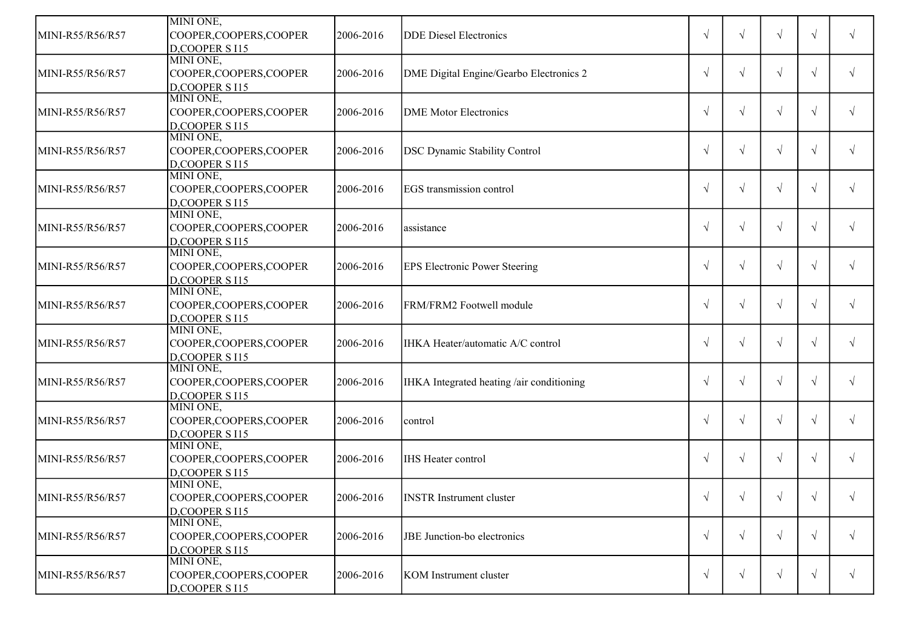| MINI-R55/R56/R57 | MINI ONE, COOPER,COOPERS,COOPER D,COOPER S I15 | 2006-2016 | DDE Diesel Electronics | √ | √ | √ | √ | √ |
|---|---|---|---|---|---|---|---|---|
| MINI-R55/R56/R57 | MINI ONE, COOPER,COOPERS,COOPER D,COOPER S I15 | 2006-2016 | DME Digital Engine/Gearbo Electronics 2 | √ | √ | √ | √ | √ |
| MINI-R55/R56/R57 | MINI ONE, COOPER,COOPERS,COOPER D,COOPER S I15 | 2006-2016 | DME Motor Electronics | √ | √ | √ | √ | √ |
| MINI-R55/R56/R57 | MINI ONE, COOPER,COOPERS,COOPER D,COOPER S I15 | 2006-2016 | DSC Dynamic Stability Control | √ | √ | √ | √ | √ |
| MINI-R55/R56/R57 | MINI ONE, COOPER,COOPERS,COOPER D,COOPER S I15 | 2006-2016 | EGS transmission control | √ | √ | √ | √ | √ |
| MINI-R55/R56/R57 | MINI ONE, COOPER,COOPERS,COOPER D,COOPER S I15 | 2006-2016 | assistance | √ | √ | √ | √ | √ |
| MINI-R55/R56/R57 | MINI ONE, COOPER,COOPERS,COOPER D,COOPER S I15 | 2006-2016 | EPS Electronic Power Steering | √ | √ | √ | √ | √ |
| MINI-R55/R56/R57 | MINI ONE, COOPER,COOPERS,COOPER D,COOPER S I15 | 2006-2016 | FRM/FRM2 Footwell module | √ | √ | √ | √ | √ |
| MINI-R55/R56/R57 | MINI ONE, COOPER,COOPERS,COOPER D,COOPER S I15 | 2006-2016 | IHKA Heater/automatic A/C control | √ | √ | √ | √ | √ |
| MINI-R55/R56/R57 | MINI ONE, COOPER,COOPERS,COOPER D,COOPER S I15 | 2006-2016 | IHKA Integrated heating /air conditioning | √ | √ | √ | √ | √ |
| MINI-R55/R56/R57 | MINI ONE, COOPER,COOPERS,COOPER D,COOPER S I15 | 2006-2016 | control | √ | √ | √ | √ | √ |
| MINI-R55/R56/R57 | MINI ONE, COOPER,COOPERS,COOPER D,COOPER S I15 | 2006-2016 | IHS Heater control | √ | √ | √ | √ | √ |
| MINI-R55/R56/R57 | MINI ONE, COOPER,COOPERS,COOPER D,COOPER S I15 | 2006-2016 | INSTR Instrument cluster | √ | √ | √ | √ | √ |
| MINI-R55/R56/R57 | MINI ONE, COOPER,COOPERS,COOPER D,COOPER S I15 | 2006-2016 | JBE Junction-bo electronics | √ | √ | √ | √ | √ |
| MINI-R55/R56/R57 | MINI ONE, COOPER,COOPERS,COOPER D,COOPER S I15 | 2006-2016 | KOM Instrument cluster | √ | √ | √ | √ | √ |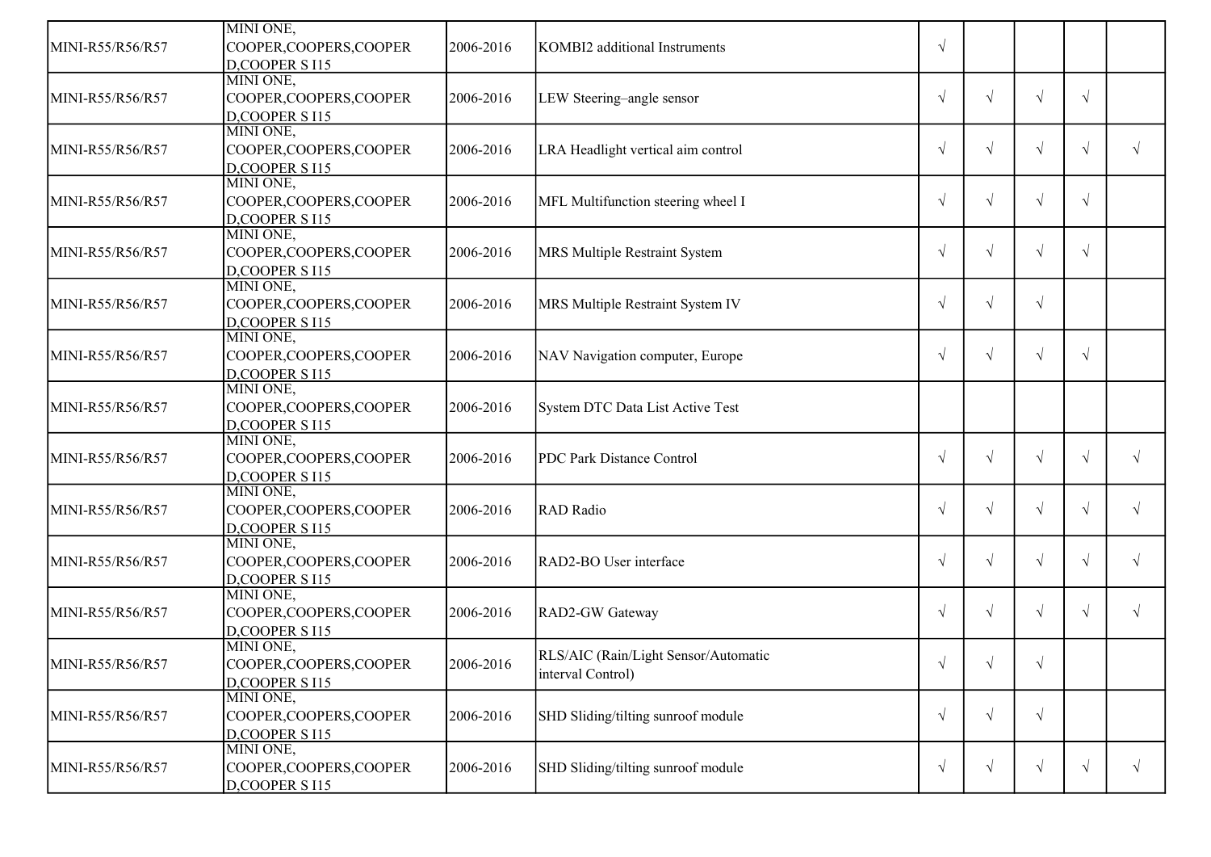| | | | | | | | | |
|---|---|---|---|---|---|---|---|---|
| MINI-R55/R56/R57 | MINI ONE, COOPER,COOPERS,COOPER D,COOPER S I15 | 2006-2016 | KOMBI2 additional Instruments | √ | | | | |
| MINI-R55/R56/R57 | MINI ONE, COOPER,COOPERS,COOPER D,COOPER S I15 | 2006-2016 | LEW Steering–angle sensor | √ | √ | √ | √ | |
| MINI-R55/R56/R57 | MINI ONE, COOPER,COOPERS,COOPER D,COOPER S I15 | 2006-2016 | LRA Headlight vertical aim control | √ | √ | √ | √ | √ |
| MINI-R55/R56/R57 | MINI ONE, COOPER,COOPERS,COOPER D,COOPER S I15 | 2006-2016 | MFL Multifunction steering wheel I | √ | √ | √ | √ | |
| MINI-R55/R56/R57 | MINI ONE, COOPER,COOPERS,COOPER D,COOPER S I15 | 2006-2016 | MRS Multiple Restraint System | √ | √ | √ | √ | |
| MINI-R55/R56/R57 | MINI ONE, COOPER,COOPERS,COOPER D,COOPER S I15 | 2006-2016 | MRS Multiple Restraint System IV | √ | √ | √ | | |
| MINI-R55/R56/R57 | MINI ONE, COOPER,COOPERS,COOPER D,COOPER S I15 | 2006-2016 | NAV Navigation computer, Europe | √ | √ | √ | √ | |
| MINI-R55/R56/R57 | MINI ONE, COOPER,COOPERS,COOPER D,COOPER S I15 | 2006-2016 | System DTC Data List Active Test | | | | | |
| MINI-R55/R56/R57 | MINI ONE, COOPER,COOPERS,COOPER D,COOPER S I15 | 2006-2016 | PDC Park Distance Control | √ | √ | √ | √ | √ |
| MINI-R55/R56/R57 | MINI ONE, COOPER,COOPERS,COOPER D,COOPER S I15 | 2006-2016 | RAD Radio | √ | √ | √ | √ | √ |
| MINI-R55/R56/R57 | MINI ONE, COOPER,COOPERS,COOPER D,COOPER S I15 | 2006-2016 | RAD2-BO User interface | √ | √ | √ | √ | √ |
| MINI-R55/R56/R57 | MINI ONE, COOPER,COOPERS,COOPER D,COOPER S I15 | 2006-2016 | RAD2-GW Gateway | √ | √ | √ | √ | √ |
| MINI-R55/R56/R57 | MINI ONE, COOPER,COOPERS,COOPER D,COOPER S I15 | 2006-2016 | RLS/AIC (Rain/Light Sensor/Automatic interval Control) | √ | √ | √ | | |
| MINI-R55/R56/R57 | MINI ONE, COOPER,COOPERS,COOPER D,COOPER S I15 | 2006-2016 | SHD Sliding/tilting sunroof module | √ | √ | √ | | |
| MINI-R55/R56/R57 | MINI ONE, COOPER,COOPERS,COOPER D,COOPER S I15 | 2006-2016 | SHD Sliding/tilting sunroof module | √ | √ | √ | √ | √ |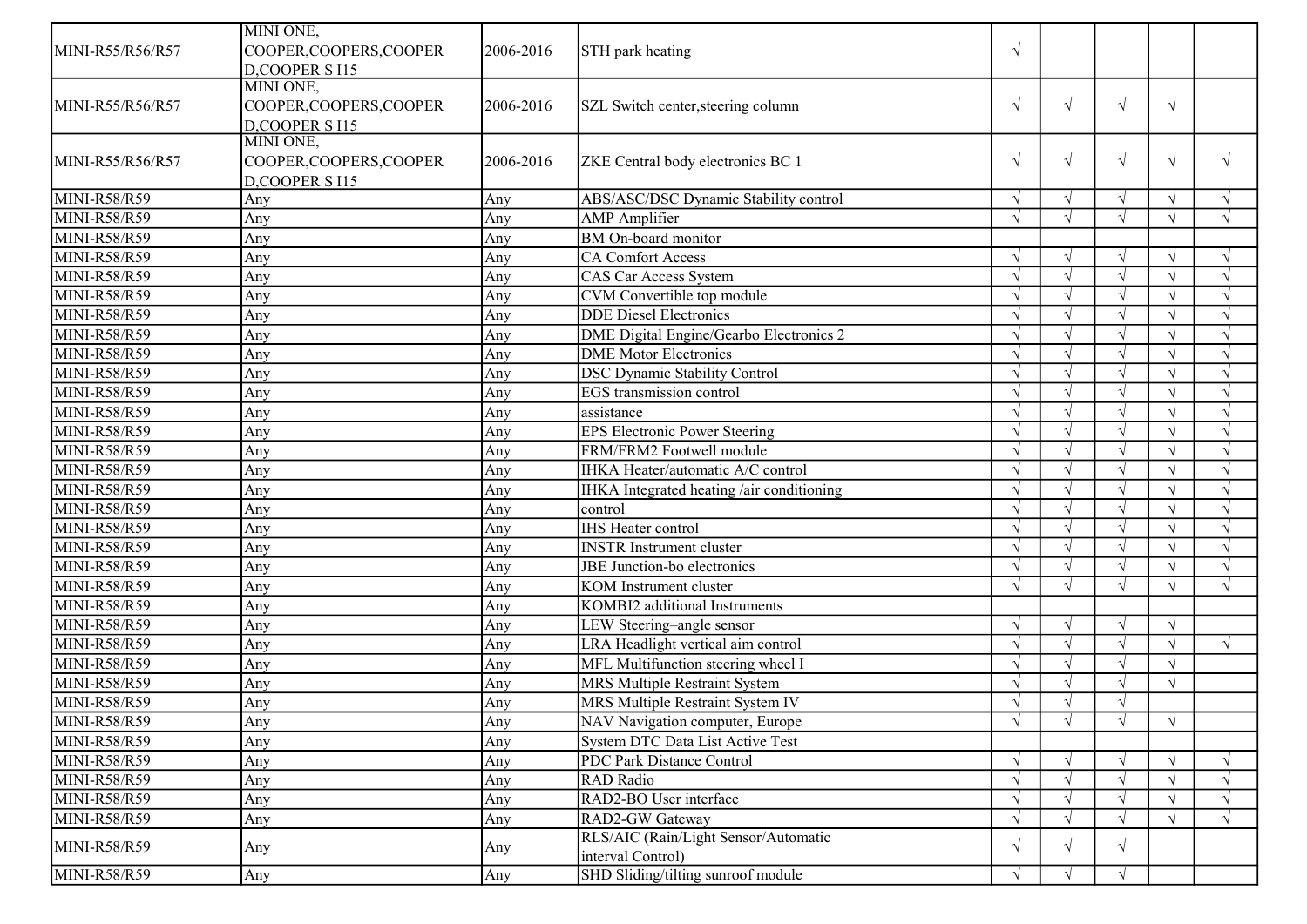| MINI-R55/R56/R57 | MINI ONE, COOPER,COOPERS,COOPER D,COOPER S I15 | 2006-2016 | STH park heating | √ | | | | |
|---|---|---|---|---|---|---|---|---|
| MINI-R55/R56/R57 | MINI ONE, COOPER,COOPERS,COOPER D,COOPER S I15 | 2006-2016 | SZL Switch center,steering column | √ | √ | √ | √ | |
| MINI-R55/R56/R57 | MINI ONE, COOPER,COOPERS,COOPER D,COOPER S I15 | 2006-2016 | ZKE Central body electronics BC 1 | √ | √ | √ | √ | √ |
| MINI-R58/R59 | Any | Any | ABS/ASC/DSC Dynamic Stability control | √ | √ | √ | √ | √ |
| MINI-R58/R59 | Any | Any | AMP Amplifier | √ | √ | √ | √ | √ |
| MINI-R58/R59 | Any | Any | BM On-board monitor | | | | | |
| MINI-R58/R59 | Any | Any | CA Comfort Access | √ | √ | √ | √ | √ |
| MINI-R58/R59 | Any | Any | CAS Car Access System | √ | √ | √ | √ | √ |
| MINI-R58/R59 | Any | Any | CVM Convertible top module | √ | √ | √ | √ | √ |
| MINI-R58/R59 | Any | Any | DDE Diesel Electronics | √ | √ | √ | √ | √ |
| MINI-R58/R59 | Any | Any | DME Digital Engine/Gearbo Electronics 2 | √ | √ | √ | √ | √ |
| MINI-R58/R59 | Any | Any | DME Motor Electronics | √ | √ | √ | √ | √ |
| MINI-R58/R59 | Any | Any | DSC Dynamic Stability Control | √ | √ | √ | √ | √ |
| MINI-R58/R59 | Any | Any | EGS transmission control | √ | √ | √ | √ | √ |
| MINI-R58/R59 | Any | Any | assistance | √ | √ | √ | √ | √ |
| MINI-R58/R59 | Any | Any | EPS Electronic Power Steering | √ | √ | √ | √ | √ |
| MINI-R58/R59 | Any | Any | FRM/FRM2 Footwell module | √ | √ | √ | √ | √ |
| MINI-R58/R59 | Any | Any | IHKA Heater/automatic A/C control | √ | √ | √ | √ | √ |
| MINI-R58/R59 | Any | Any | IHKA Integrated heating /air conditioning | √ | √ | √ | √ | √ |
| MINI-R58/R59 | Any | Any | control | √ | √ | √ | √ | √ |
| MINI-R58/R59 | Any | Any | IHS Heater control | √ | √ | √ | √ | √ |
| MINI-R58/R59 | Any | Any | INSTR Instrument cluster | √ | √ | √ | √ | √ |
| MINI-R58/R59 | Any | Any | JBE Junction-bo electronics | √ | √ | √ | √ | √ |
| MINI-R58/R59 | Any | Any | KOM Instrument cluster | √ | √ | √ | √ | √ |
| MINI-R58/R59 | Any | Any | KOMBI2 additional Instruments | | | | | |
| MINI-R58/R59 | Any | Any | LEW Steering–angle sensor | √ | √ | √ | √ | |
| MINI-R58/R59 | Any | Any | LRA Headlight vertical aim control | √ | √ | √ | √ | √ |
| MINI-R58/R59 | Any | Any | MFL Multifunction steering wheel I | √ | √ | √ | √ | |
| MINI-R58/R59 | Any | Any | MRS Multiple Restraint System | √ | √ | √ | √ | |
| MINI-R58/R59 | Any | Any | MRS Multiple Restraint System IV | √ | √ | √ | | |
| MINI-R58/R59 | Any | Any | NAV Navigation computer, Europe | √ | √ | √ | √ | |
| MINI-R58/R59 | Any | Any | System DTC Data List Active Test | | | | | |
| MINI-R58/R59 | Any | Any | PDC Park Distance Control | √ | √ | √ | √ | √ |
| MINI-R58/R59 | Any | Any | RAD Radio | √ | √ | √ | √ | √ |
| MINI-R58/R59 | Any | Any | RAD2-BO User interface | √ | √ | √ | √ | √ |
| MINI-R58/R59 | Any | Any | RAD2-GW Gateway | √ | √ | √ | √ | √ |
| MINI-R58/R59 | Any | Any | RLS/AIC (Rain/Light Sensor/Automatic interval Control) | √ | √ | √ | | |
| MINI-R58/R59 | Any | Any | SHD Sliding/tilting sunroof module | √ | √ | √ | | |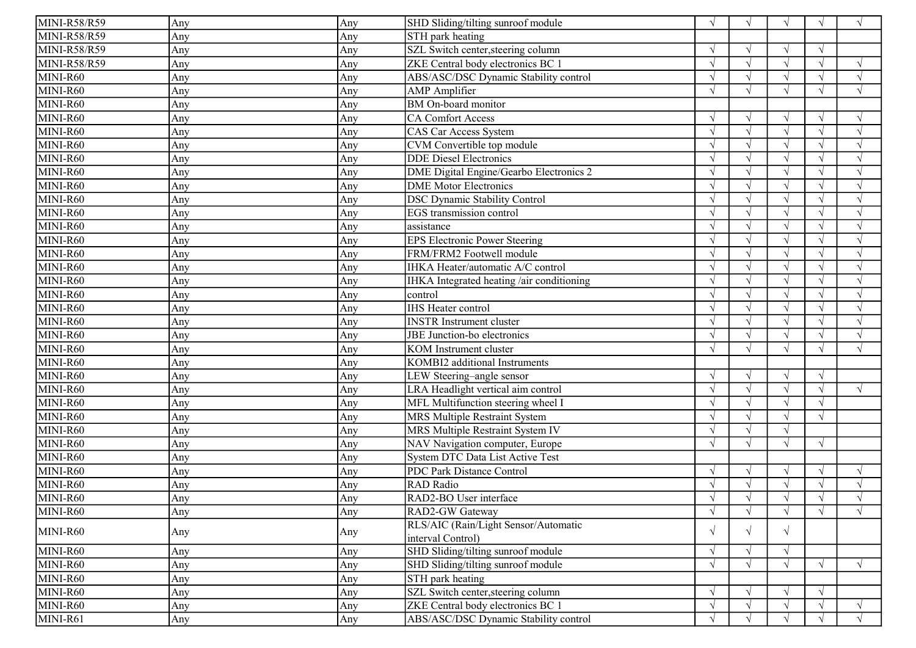| | | | | | | | | |
|---|---|---|---|---|---|---|---|---|
| MINI-R58/R59 | Any | Any | SHD Sliding/tilting sunroof module | √ | √ | √ | √ | √ |
| MINI-R58/R59 | Any | Any | STH park heating | | | | | |
| MINI-R58/R59 | Any | Any | SZL Switch center,steering column | √ | √ | √ | √ | |
| MINI-R58/R59 | Any | Any | ZKE Central body electronics BC 1 | √ | √ | √ | √ | √ |
| MINI-R60 | Any | Any | ABS/ASC/DSC Dynamic Stability control | √ | √ | √ | √ | √ |
| MINI-R60 | Any | Any | AMP Amplifier | √ | √ | √ | √ | √ |
| MINI-R60 | Any | Any | BM On-board monitor | | | | | |
| MINI-R60 | Any | Any | CA Comfort Access | √ | √ | √ | √ | √ |
| MINI-R60 | Any | Any | CAS Car Access System | √ | √ | √ | √ | √ |
| MINI-R60 | Any | Any | CVM Convertible top module | √ | √ | √ | √ | √ |
| MINI-R60 | Any | Any | DDE Diesel Electronics | √ | √ | √ | √ | √ |
| MINI-R60 | Any | Any | DME Digital Engine/Gearbo Electronics 2 | √ | √ | √ | √ | √ |
| MINI-R60 | Any | Any | DME Motor Electronics | √ | √ | √ | √ | √ |
| MINI-R60 | Any | Any | DSC Dynamic Stability Control | √ | √ | √ | √ | √ |
| MINI-R60 | Any | Any | EGS transmission control | √ | √ | √ | √ | √ |
| MINI-R60 | Any | Any | assistance | √ | √ | √ | √ | √ |
| MINI-R60 | Any | Any | EPS Electronic Power Steering | √ | √ | √ | √ | √ |
| MINI-R60 | Any | Any | FRM/FRM2 Footwell module | √ | √ | √ | √ | √ |
| MINI-R60 | Any | Any | IHKA Heater/automatic A/C control | √ | √ | √ | √ | √ |
| MINI-R60 | Any | Any | IHKA Integrated heating /air conditioning | √ | √ | √ | √ | √ |
| MINI-R60 | Any | Any | control | √ | √ | √ | √ | √ |
| MINI-R60 | Any | Any | IHS Heater control | √ | √ | √ | √ | √ |
| MINI-R60 | Any | Any | INSTR Instrument cluster | √ | √ | √ | √ | √ |
| MINI-R60 | Any | Any | JBE Junction-bo electronics | √ | √ | √ | √ | √ |
| MINI-R60 | Any | Any | KOM Instrument cluster | √ | √ | √ | √ | √ |
| MINI-R60 | Any | Any | KOMBI2 additional Instruments | | | | | |
| MINI-R60 | Any | Any | LEW Steering–angle sensor | √ | √ | √ | √ | |
| MINI-R60 | Any | Any | LRA Headlight vertical aim control | √ | √ | √ | √ | √ |
| MINI-R60 | Any | Any | MFL Multifunction steering wheel I | √ | √ | √ | √ | |
| MINI-R60 | Any | Any | MRS Multiple Restraint System | √ | √ | √ | √ | |
| MINI-R60 | Any | Any | MRS Multiple Restraint System IV | √ | √ | √ | | |
| MINI-R60 | Any | Any | NAV Navigation computer, Europe | √ | √ | √ | √ | |
| MINI-R60 | Any | Any | System DTC Data List Active Test | | | | | |
| MINI-R60 | Any | Any | PDC Park Distance Control | √ | √ | √ | √ | √ |
| MINI-R60 | Any | Any | RAD Radio | √ | √ | √ | √ | √ |
| MINI-R60 | Any | Any | RAD2-BO User interface | √ | √ | √ | √ | √ |
| MINI-R60 | Any | Any | RAD2-GW Gateway | √ | √ | √ | √ | √ |
| MINI-R60 | Any | Any | RLS/AIC (Rain/Light Sensor/Automatic interval Control) | √ | √ | √ | | |
| MINI-R60 | Any | Any | SHD Sliding/tilting sunroof module | √ | √ | √ | | |
| MINI-R60 | Any | Any | SHD Sliding/tilting sunroof module | √ | √ | √ | √ | √ |
| MINI-R60 | Any | Any | STH park heating | | | | | |
| MINI-R60 | Any | Any | SZL Switch center,steering column | √ | √ | √ | √ | |
| MINI-R60 | Any | Any | ZKE Central body electronics BC 1 | √ | √ | √ | √ | √ |
| MINI-R61 | Any | Any | ABS/ASC/DSC Dynamic Stability control | √ | √ | √ | √ | √ |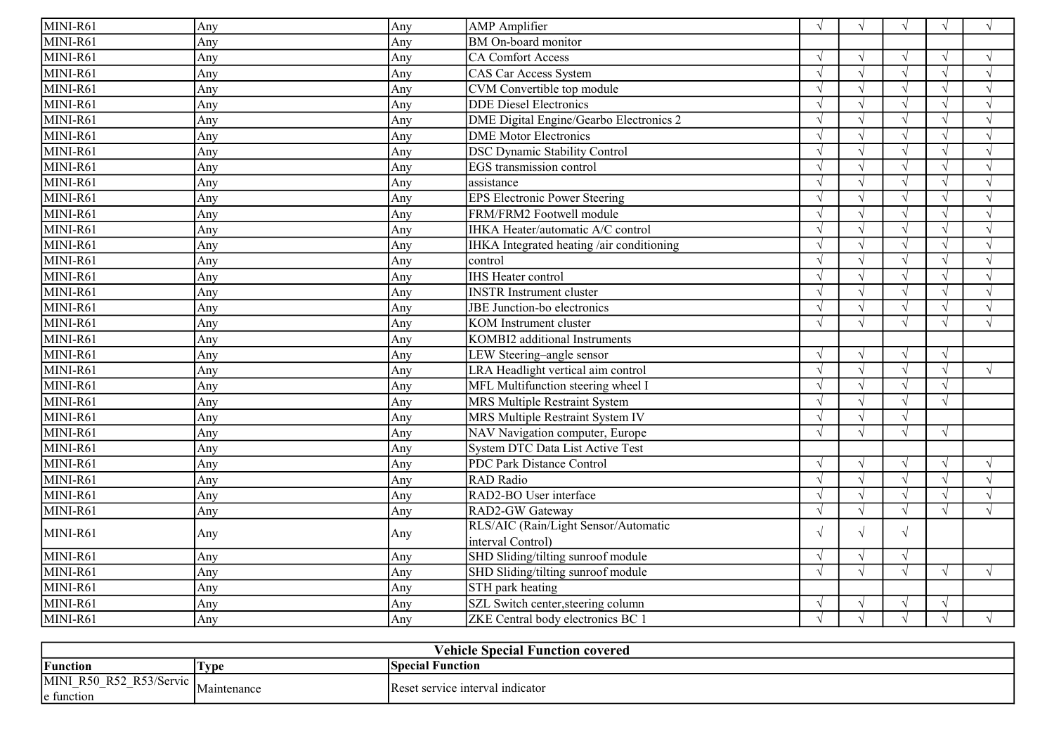| | | | | | | | | |
|---|---|---|---|---|---|---|---|---|
| MINI-R61 | Any | Any | AMP Amplifier | √ | √ | √ | √ | √ |
| MINI-R61 | Any | Any | BM On-board monitor | | | | | |
| MINI-R61 | Any | Any | CA Comfort Access | √ | √ | √ | √ | √ |
| MINI-R61 | Any | Any | CAS Car Access System | √ | √ | √ | √ | √ |
| MINI-R61 | Any | Any | CVM Convertible top module | √ | √ | √ | √ | √ |
| MINI-R61 | Any | Any | DDE Diesel Electronics | √ | √ | √ | √ | √ |
| MINI-R61 | Any | Any | DME Digital Engine/Gearbo Electronics 2 | √ | √ | √ | √ | √ |
| MINI-R61 | Any | Any | DME Motor Electronics | √ | √ | √ | √ | √ |
| MINI-R61 | Any | Any | DSC Dynamic Stability Control | √ | √ | √ | √ | √ |
| MINI-R61 | Any | Any | EGS transmission control | √ | √ | √ | √ | √ |
| MINI-R61 | Any | Any | assistance | √ | √ | √ | √ | √ |
| MINI-R61 | Any | Any | EPS Electronic Power Steering | √ | √ | √ | √ | √ |
| MINI-R61 | Any | Any | FRM/FRM2 Footwell module | √ | √ | √ | √ | √ |
| MINI-R61 | Any | Any | IHKA Heater/automatic A/C control | √ | √ | √ | √ | √ |
| MINI-R61 | Any | Any | IHKA Integrated heating /air conditioning | √ | √ | √ | √ | √ |
| MINI-R61 | Any | Any | control | √ | √ | √ | √ | √ |
| MINI-R61 | Any | Any | IHS Heater control | √ | √ | √ | √ | √ |
| MINI-R61 | Any | Any | INSTR Instrument cluster | √ | √ | √ | √ | √ |
| MINI-R61 | Any | Any | JBE Junction-bo electronics | √ | √ | √ | √ | √ |
| MINI-R61 | Any | Any | KOM Instrument cluster | √ | √ | √ | √ | √ |
| MINI-R61 | Any | Any | KOMBI2 additional Instruments | | | | | |
| MINI-R61 | Any | Any | LEW Steering–angle sensor | √ | √ | √ | √ | |
| MINI-R61 | Any | Any | LRA Headlight vertical aim control | √ | √ | √ | √ | √ |
| MINI-R61 | Any | Any | MFL Multifunction steering wheel I | √ | √ | √ | √ | |
| MINI-R61 | Any | Any | MRS Multiple Restraint System | √ | √ | √ | √ | |
| MINI-R61 | Any | Any | MRS Multiple Restraint System IV | √ | √ | √ | | |
| MINI-R61 | Any | Any | NAV Navigation computer, Europe | √ | √ | √ | √ | |
| MINI-R61 | Any | Any | System DTC Data List Active Test | | | | | |
| MINI-R61 | Any | Any | PDC Park Distance Control | √ | √ | √ | √ | √ |
| MINI-R61 | Any | Any | RAD Radio | √ | √ | √ | √ | √ |
| MINI-R61 | Any | Any | RAD2-BO User interface | √ | √ | √ | √ | √ |
| MINI-R61 | Any | Any | RAD2-GW Gateway | √ | √ | √ | √ | √ |
| MINI-R61 | Any | Any | RLS/AIC (Rain/Light Sensor/Automatic interval Control) | √ | √ | √ | | |
| MINI-R61 | Any | Any | SHD Sliding/tilting sunroof module | √ | √ | √ | | |
| MINI-R61 | Any | Any | SHD Sliding/tilting sunroof module | √ | √ | √ | √ | √ |
| MINI-R61 | Any | Any | STH park heating | | | | | |
| MINI-R61 | Any | Any | SZL Switch center,steering column | √ | √ | √ | √ | |
| MINI-R61 | Any | Any | ZKE Central body electronics BC 1 | √ | √ | √ | √ | √ |

| Vehicle Special Function covered | | |
|---|---|---|
| **Function** | **Type** | **Special Function** |
| MINI_R50_R52_R53/Service function | Maintenance | Reset service interval indicator |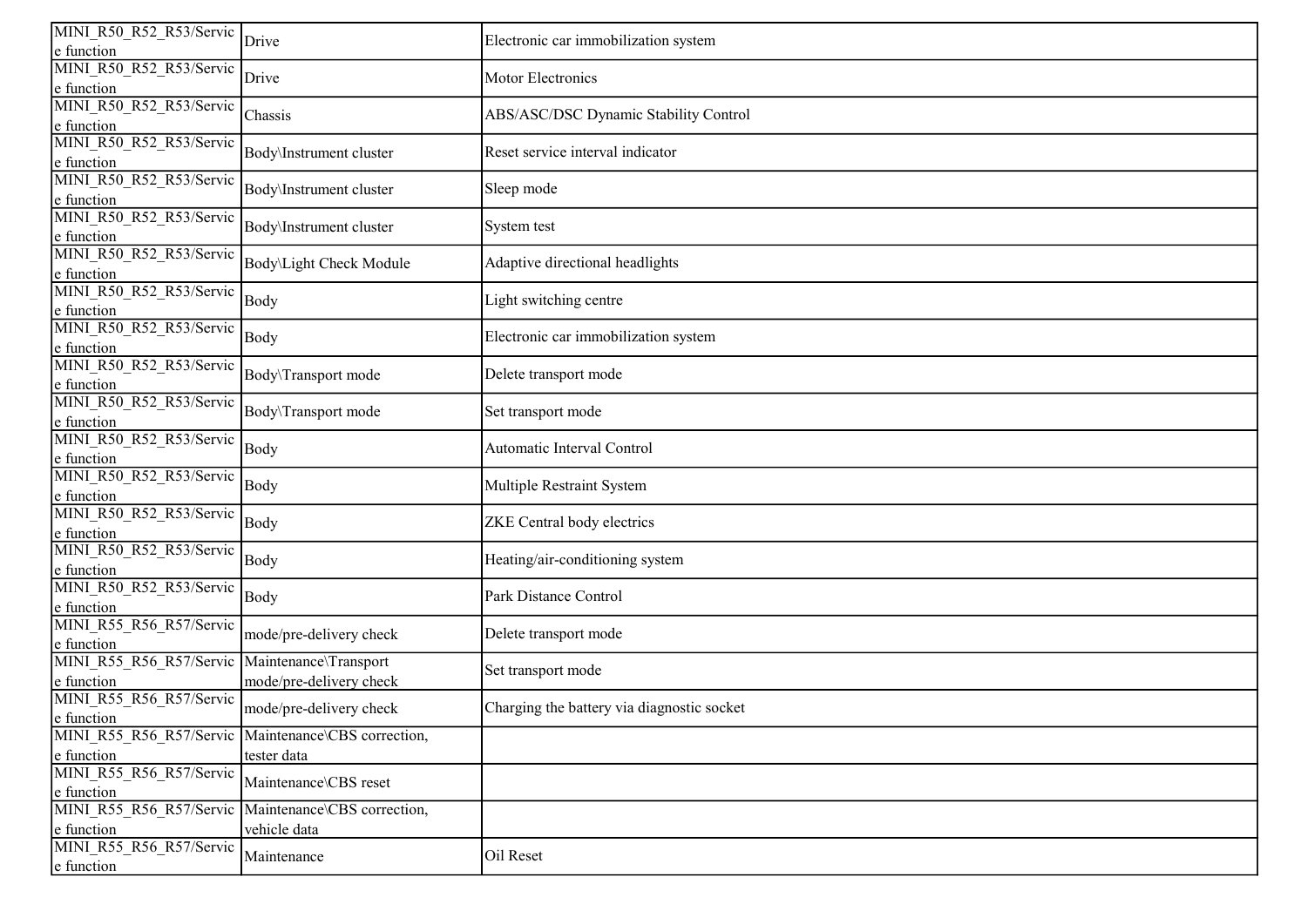| | | |
|---|---|---|
| MINI_R50_R52_R53/Service function | Drive | Electronic car immobilization system |
| MINI_R50_R52_R53/Service function | Drive | Motor Electronics |
| MINI_R50_R52_R53/Service function | Chassis | ABS/ASC/DSC Dynamic Stability Control |
| MINI_R50_R52_R53/Service function | Body\Instrument cluster | Reset service interval indicator |
| MINI_R50_R52_R53/Service function | Body\Instrument cluster | Sleep mode |
| MINI_R50_R52_R53/Service function | Body\Instrument cluster | System test |
| MINI_R50_R52_R53/Service function | Body\Light Check Module | Adaptive directional headlights |
| MINI_R50_R52_R53/Service function | Body | Light switching centre |
| MINI_R50_R52_R53/Service function | Body | Electronic car immobilization system |
| MINI_R50_R52_R53/Service function | Body\Transport mode | Delete transport mode |
| MINI_R50_R52_R53/Service function | Body\Transport mode | Set transport mode |
| MINI_R50_R52_R53/Service function | Body | Automatic Interval Control |
| MINI_R50_R52_R53/Service function | Body | Multiple Restraint System |
| MINI_R50_R52_R53/Service function | Body | ZKE Central body electrics |
| MINI_R50_R52_R53/Service function | Body | Heating/air-conditioning system |
| MINI_R50_R52_R53/Service function | Body | Park Distance Control |
| MINI_R55_R56_R57/Service function | mode/pre-delivery check | Delete transport mode |
| MINI_R55_R56_R57/Service function | Maintenance\Transport mode/pre-delivery check | Set transport mode |
| MINI_R55_R56_R57/Service function | mode/pre-delivery check | Charging the battery via diagnostic socket |
| MINI_R55_R56_R57/Service function | Maintenance\CBS correction, tester data | |
| MINI_R55_R56_R57/Service function | Maintenance\CBS reset | |
| MINI_R55_R56_R57/Service function | Maintenance\CBS correction, vehicle data | |
| MINI_R55_R56_R57/Service function | Maintenance | Oil Reset |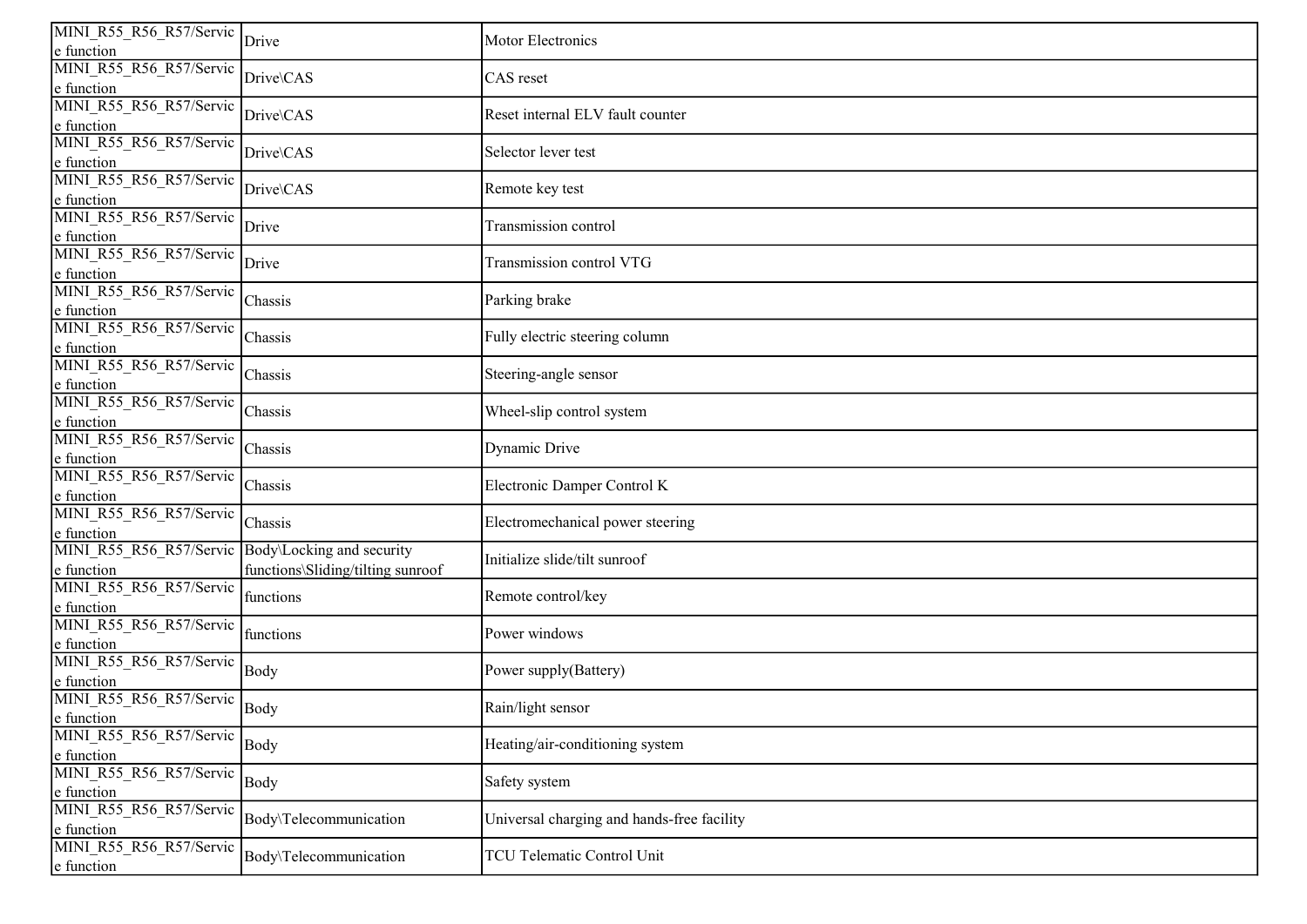| | | |
|---|---|---|
| MINI_R55_R56_R57/Service function | Drive | Motor Electronics |
| MINI_R55_R56_R57/Service function | Drive\CAS | CAS reset |
| MINI_R55_R56_R57/Service function | Drive\CAS | Reset internal ELV fault counter |
| MINI_R55_R56_R57/Service function | Drive\CAS | Selector lever test |
| MINI_R55_R56_R57/Service function | Drive\CAS | Remote key test |
| MINI_R55_R56_R57/Service function | Drive | Transmission control |
| MINI_R55_R56_R57/Service function | Drive | Transmission control VTG |
| MINI_R55_R56_R57/Service function | Chassis | Parking brake |
| MINI_R55_R56_R57/Service function | Chassis | Fully electric steering column |
| MINI_R55_R56_R57/Service function | Chassis | Steering-angle sensor |
| MINI_R55_R56_R57/Service function | Chassis | Wheel-slip control system |
| MINI_R55_R56_R57/Service function | Chassis | Dynamic Drive |
| MINI_R55_R56_R57/Service function | Chassis | Electronic Damper Control K |
| MINI_R55_R56_R57/Service function | Chassis | Electromechanical power steering |
| MINI_R55_R56_R57/Service function | Body\Locking and security functions\Sliding/tilting sunroof | Initialize slide/tilt sunroof |
| MINI_R55_R56_R57/Service function | functions | Remote control/key |
| MINI_R55_R56_R57/Service function | functions | Power windows |
| MINI_R55_R56_R57/Service function | Body | Power supply(Battery) |
| MINI_R55_R56_R57/Service function | Body | Rain/light sensor |
| MINI_R55_R56_R57/Service function | Body | Heating/air-conditioning system |
| MINI_R55_R56_R57/Service function | Body | Safety system |
| MINI_R55_R56_R57/Service function | Body\Telecommunication | Universal charging and hands-free facility |
| MINI_R55_R56_R57/Service function | Body\Telecommunication | TCU Telematic Control Unit |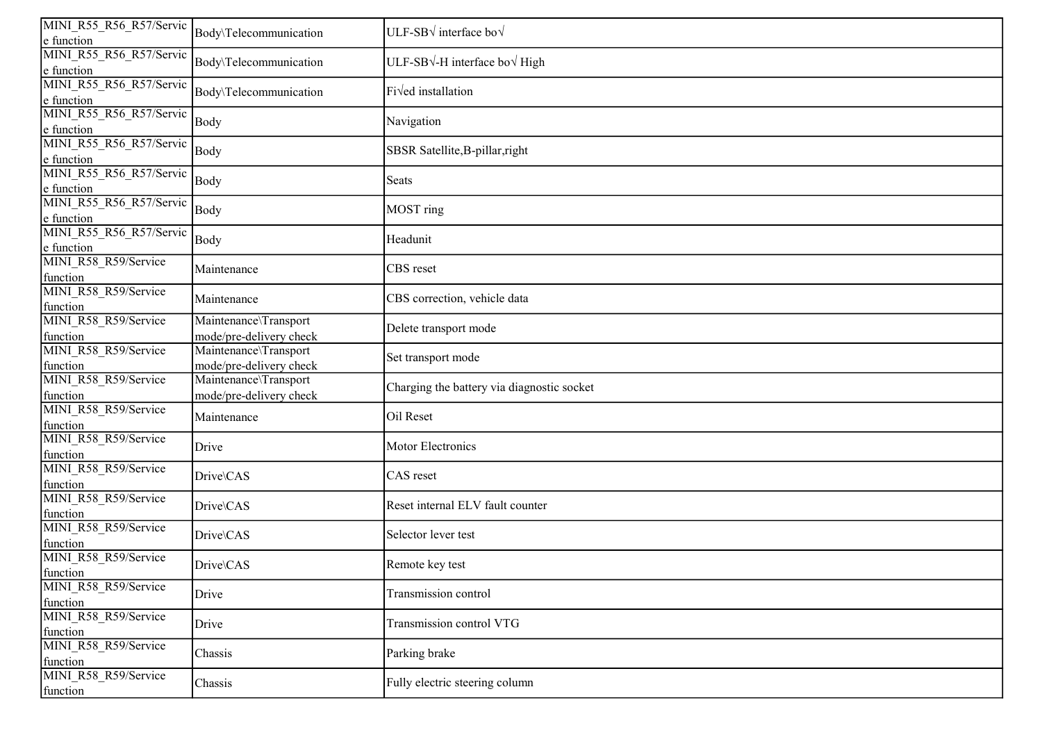| MINI_R55_R56_R57/Service function | Body\Telecommunication | ULF-SB√ interface bo√ |
|---|---|---|
| MINI_R55_R56_R57/Service function | Body\Telecommunication | ULF-SB√-H interface bo√ High |
| MINI_R55_R56_R57/Service function | Body\Telecommunication | Fi√ed installation |
| MINI_R55_R56_R57/Service function | Body | Navigation |
| MINI_R55_R56_R57/Service function | Body | SBSR Satellite,B-pillar,right |
| MINI_R55_R56_R57/Service function | Body | Seats |
| MINI_R55_R56_R57/Service function | Body | MOST ring |
| MINI_R55_R56_R57/Service function | Body | Headunit |
| MINI_R58_R59/Service function | Maintenance | CBS reset |
| MINI_R58_R59/Service function | Maintenance | CBS correction, vehicle data |
| MINI_R58_R59/Service function | Maintenance\Transport mode/pre-delivery check | Delete transport mode |
| MINI_R58_R59/Service function | Maintenance\Transport mode/pre-delivery check | Set transport mode |
| MINI_R58_R59/Service function | Maintenance\Transport mode/pre-delivery check | Charging the battery via diagnostic socket |
| MINI_R58_R59/Service function | Maintenance | Oil Reset |
| MINI_R58_R59/Service function | Drive | Motor Electronics |
| MINI_R58_R59/Service function | Drive\CAS | CAS reset |
| MINI_R58_R59/Service function | Drive\CAS | Reset internal ELV fault counter |
| MINI_R58_R59/Service function | Drive\CAS | Selector lever test |
| MINI_R58_R59/Service function | Drive\CAS | Remote key test |
| MINI_R58_R59/Service function | Drive | Transmission control |
| MINI_R58_R59/Service function | Drive | Transmission control VTG |
| MINI_R58_R59/Service function | Chassis | Parking brake |
| MINI_R58_R59/Service function | Chassis | Fully electric steering column |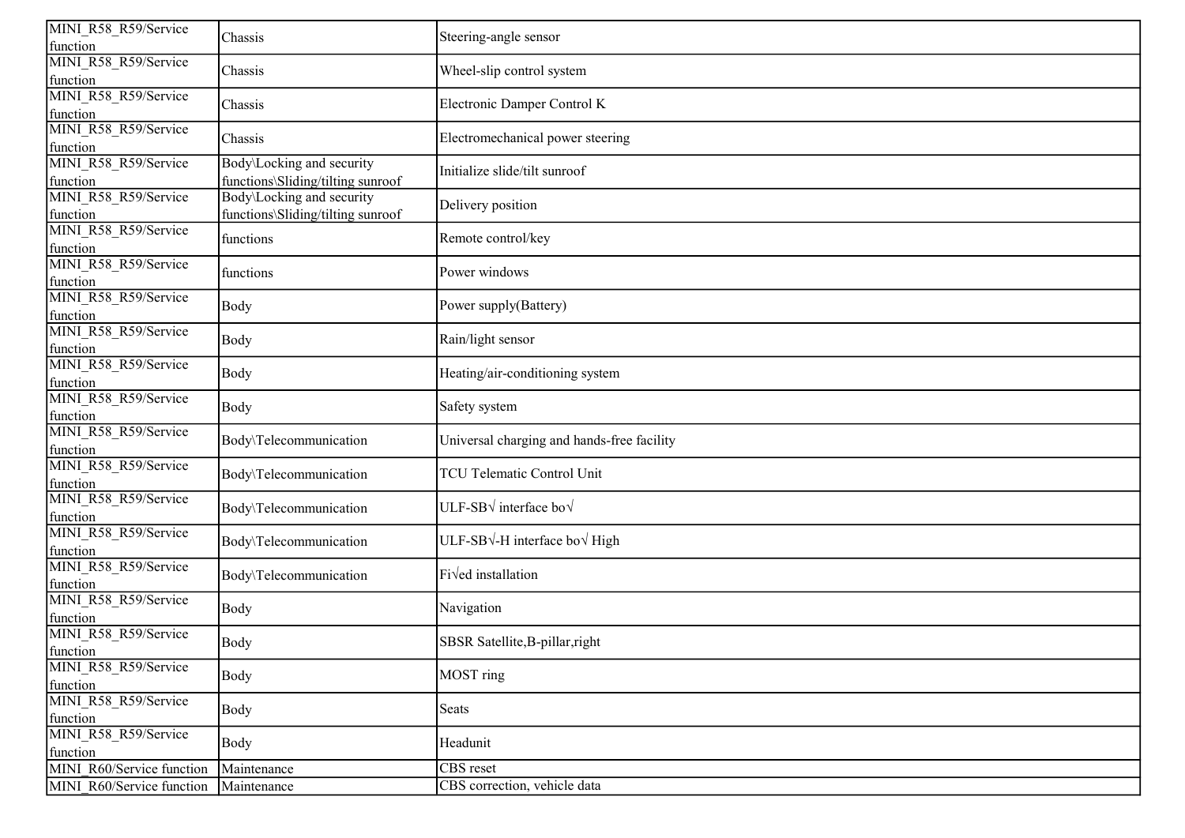| | | |
|---|---|---|
| MINI_R58_R59/Service function | Chassis | Steering-angle sensor |
| MINI_R58_R59/Service function | Chassis | Wheel-slip control system |
| MINI_R58_R59/Service function | Chassis | Electronic Damper Control K |
| MINI_R58_R59/Service function | Chassis | Electromechanical power steering |
| MINI_R58_R59/Service function | Body\Locking and security functions\Sliding/tilting sunroof | Initialize slide/tilt sunroof |
| MINI_R58_R59/Service function | Body\Locking and security functions\Sliding/tilting sunroof | Delivery position |
| MINI_R58_R59/Service function | functions | Remote control/key |
| MINI_R58_R59/Service function | functions | Power windows |
| MINI_R58_R59/Service function | Body | Power supply(Battery) |
| MINI_R58_R59/Service function | Body | Rain/light sensor |
| MINI_R58_R59/Service function | Body | Heating/air-conditioning system |
| MINI_R58_R59/Service function | Body | Safety system |
| MINI_R58_R59/Service function | Body\Telecommunication | Universal charging and hands-free facility |
| MINI_R58_R59/Service function | Body\Telecommunication | TCU Telematic Control Unit |
| MINI_R58_R59/Service function | Body\Telecommunication | ULF-SB√ interface bo√ |
| MINI_R58_R59/Service function | Body\Telecommunication | ULF-SB√-H interface bo√ High |
| MINI_R58_R59/Service function | Body\Telecommunication | Fi√ed installation |
| MINI_R58_R59/Service function | Body | Navigation |
| MINI_R58_R59/Service function | Body | SBSR Satellite,B-pillar,right |
| MINI_R58_R59/Service function | Body | MOST ring |
| MINI_R58_R59/Service function | Body | Seats |
| MINI_R58_R59/Service function | Body | Headunit |
| MINI_R60/Service function | Maintenance | CBS reset |
| MINI_R60/Service function | Maintenance | CBS correction, vehicle data |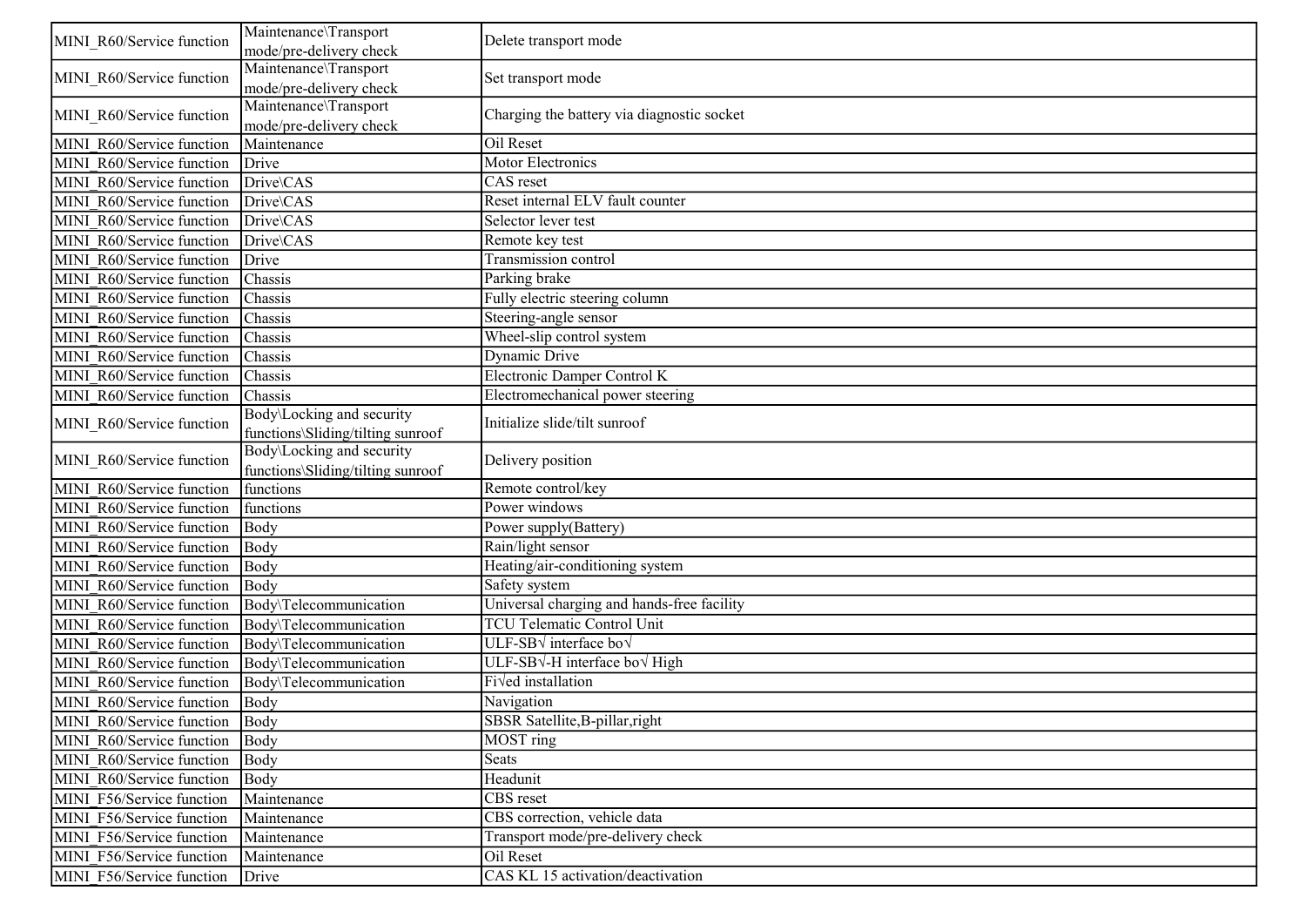| MINI_R60/Service function | Maintenance\Transport mode/pre-delivery check | Delete transport mode |
|---|---|---|
| MINI_R60/Service function | Maintenance\Transport mode/pre-delivery check | Set transport mode |
| MINI_R60/Service function | Maintenance\Transport mode/pre-delivery check | Charging the battery via diagnostic socket |
| MINI_R60/Service function | Maintenance | Oil Reset |
| MINI_R60/Service function | Drive | Motor Electronics |
| MINI_R60/Service function | Drive\CAS | CAS reset |
| MINI_R60/Service function | Drive\CAS | Reset internal ELV fault counter |
| MINI_R60/Service function | Drive\CAS | Selector lever test |
| MINI_R60/Service function | Drive\CAS | Remote key test |
| MINI_R60/Service function | Drive | Transmission control |
| MINI_R60/Service function | Chassis | Parking brake |
| MINI_R60/Service function | Chassis | Fully electric steering column |
| MINI_R60/Service function | Chassis | Steering-angle sensor |
| MINI_R60/Service function | Chassis | Wheel-slip control system |
| MINI_R60/Service function | Chassis | Dynamic Drive |
| MINI_R60/Service function | Chassis | Electronic Damper Control K |
| MINI_R60/Service function | Chassis | Electromechanical power steering |
| MINI_R60/Service function | Body\Locking and security functions\Sliding/tilting sunroof | Initialize slide/tilt sunroof |
| MINI_R60/Service function | Body\Locking and security functions\Sliding/tilting sunroof | Delivery position |
| MINI_R60/Service function | functions | Remote control/key |
| MINI_R60/Service function | functions | Power windows |
| MINI_R60/Service function | Body | Power supply(Battery) |
| MINI_R60/Service function | Body | Rain/light sensor |
| MINI_R60/Service function | Body | Heating/air-conditioning system |
| MINI_R60/Service function | Body | Safety system |
| MINI_R60/Service function | Body\Telecommunication | Universal charging and hands-free facility |
| MINI_R60/Service function | Body\Telecommunication | TCU Telematic Control Unit |
| MINI_R60/Service function | Body\Telecommunication | ULF-SB√ interface bo√ |
| MINI_R60/Service function | Body\Telecommunication | ULF-SB√-H interface bo√ High |
| MINI_R60/Service function | Body\Telecommunication | Fi√ed installation |
| MINI_R60/Service function | Body | Navigation |
| MINI_R60/Service function | Body | SBSR Satellite,B-pillar,right |
| MINI_R60/Service function | Body | MOST ring |
| MINI_R60/Service function | Body | Seats |
| MINI_R60/Service function | Body | Headunit |
| MINI_F56/Service function | Maintenance | CBS reset |
| MINI_F56/Service function | Maintenance | CBS correction, vehicle data |
| MINI_F56/Service function | Maintenance | Transport mode/pre-delivery check |
| MINI_F56/Service function | Maintenance | Oil Reset |
| MINI_F56/Service function | Drive | CAS KL 15 activation/deactivation |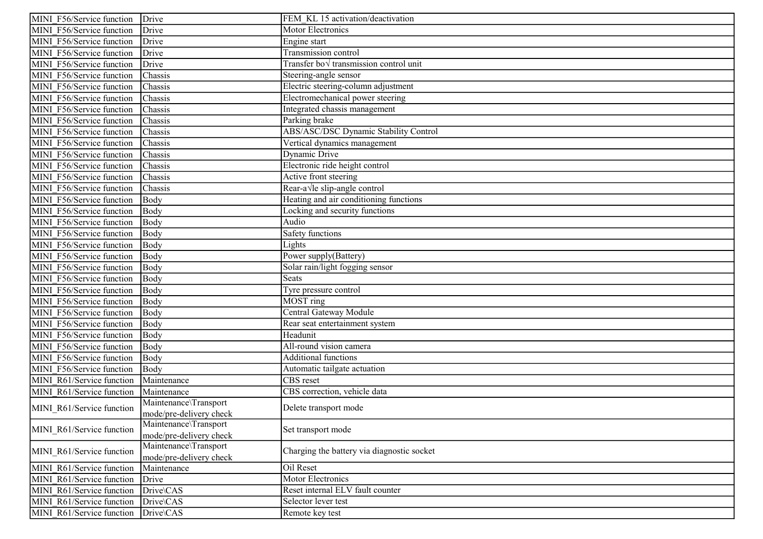| MINI_F56/Service function | Drive | FEM_KL 15 activation/deactivation |
|---|---|---|
| MINI_F56/Service function | Drive | Motor Electronics |
| MINI_F56/Service function | Drive | Engine start |
| MINI_F56/Service function | Drive | Transmission control |
| MINI_F56/Service function | Drive | Transfer bo√ transmission control unit |
| MINI_F56/Service function | Chassis | Steering-angle sensor |
| MINI_F56/Service function | Chassis | Electric steering-column adjustment |
| MINI_F56/Service function | Chassis | Electromechanical power steering |
| MINI_F56/Service function | Chassis | Integrated chassis management |
| MINI_F56/Service function | Chassis | Parking brake |
| MINI_F56/Service function | Chassis | ABS/ASC/DSC Dynamic Stability Control |
| MINI_F56/Service function | Chassis | Vertical dynamics management |
| MINI_F56/Service function | Chassis | Dynamic Drive |
| MINI_F56/Service function | Chassis | Electronic ride height control |
| MINI_F56/Service function | Chassis | Active front steering |
| MINI_F56/Service function | Chassis | Rear-a√le slip-angle control |
| MINI_F56/Service function | Body | Heating and air conditioning functions |
| MINI_F56/Service function | Body | Locking and security functions |
| MINI_F56/Service function | Body | Audio |
| MINI_F56/Service function | Body | Safety functions |
| MINI_F56/Service function | Body | Lights |
| MINI_F56/Service function | Body | Power supply(Battery) |
| MINI_F56/Service function | Body | Solar rain/light fogging sensor |
| MINI_F56/Service function | Body | Seats |
| MINI_F56/Service function | Body | Tyre pressure control |
| MINI_F56/Service function | Body | MOST ring |
| MINI_F56/Service function | Body | Central Gateway Module |
| MINI_F56/Service function | Body | Rear seat entertainment system |
| MINI_F56/Service function | Body | Headunit |
| MINI_F56/Service function | Body | All-round vision camera |
| MINI_F56/Service function | Body | Additional functions |
| MINI_F56/Service function | Body | Automatic tailgate actuation |
| MINI_R61/Service function | Maintenance | CBS reset |
| MINI_R61/Service function | Maintenance | CBS correction, vehicle data |
| MINI_R61/Service function | Maintenance\Transport mode/pre-delivery check | Delete transport mode |
| MINI_R61/Service function | Maintenance\Transport mode/pre-delivery check | Set transport mode |
| MINI_R61/Service function | Maintenance\Transport mode/pre-delivery check | Charging the battery via diagnostic socket |
| MINI_R61/Service function | Maintenance | Oil Reset |
| MINI_R61/Service function | Drive | Motor Electronics |
| MINI_R61/Service function | Drive\CAS | Reset internal ELV fault counter |
| MINI_R61/Service function | Drive\CAS | Selector lever test |
| MINI_R61/Service function | Drive\CAS | Remote key test |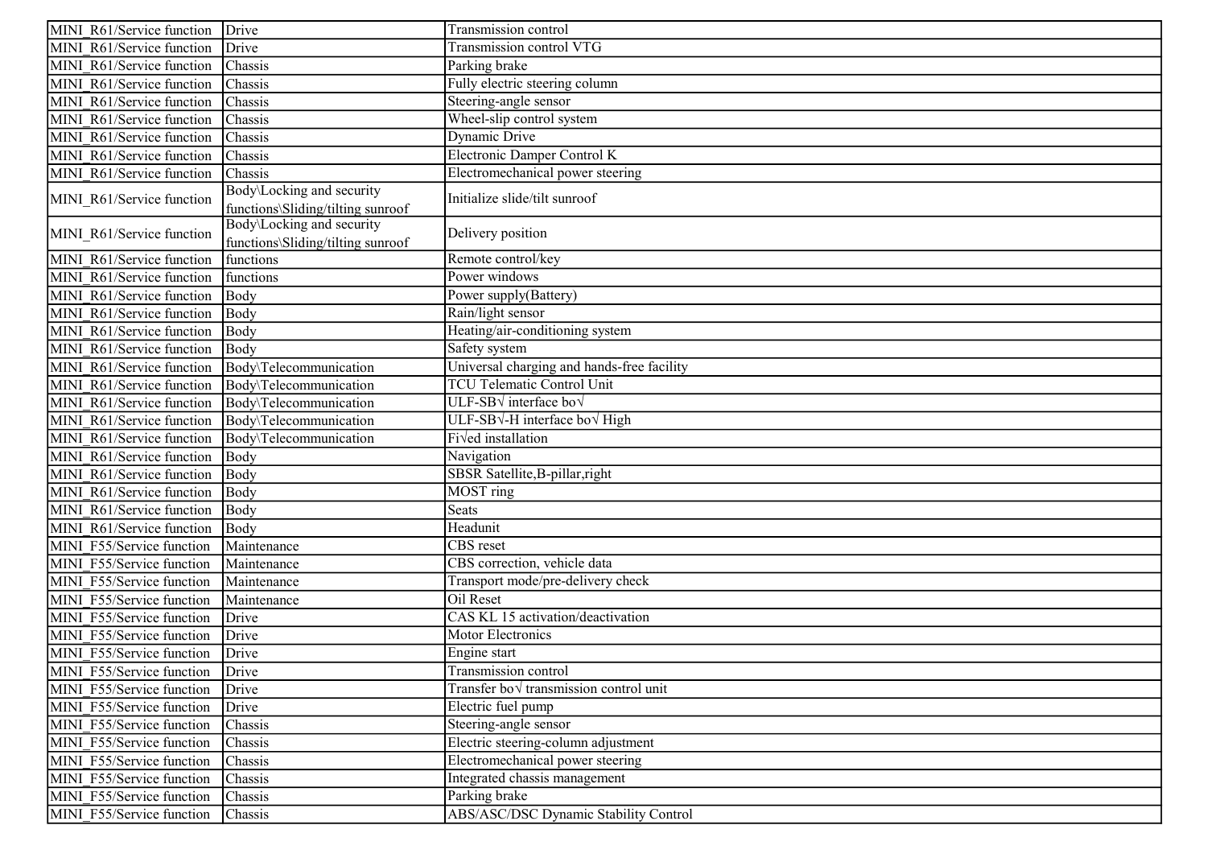| MINI_R61/Service function | Drive | Transmission control |
|---|---|---|
| MINI_R61/Service function | Drive | Transmission control VTG |
| MINI_R61/Service function | Chassis | Parking brake |
| MINI_R61/Service function | Chassis | Fully electric steering column |
| MINI_R61/Service function | Chassis | Steering-angle sensor |
| MINI_R61/Service function | Chassis | Wheel-slip control system |
| MINI_R61/Service function | Chassis | Dynamic Drive |
| MINI_R61/Service function | Chassis | Electronic Damper Control K |
| MINI_R61/Service function | Chassis | Electromechanical power steering |
| MINI_R61/Service function | Body\Locking and security functions\Sliding/tilting sunroof | Initialize slide/tilt sunroof |
| MINI_R61/Service function | Body\Locking and security functions\Sliding/tilting sunroof | Delivery position |
| MINI_R61/Service function | functions | Remote control/key |
| MINI_R61/Service function | functions | Power windows |
| MINI_R61/Service function | Body | Power supply(Battery) |
| MINI_R61/Service function | Body | Rain/light sensor |
| MINI_R61/Service function | Body | Heating/air-conditioning system |
| MINI_R61/Service function | Body | Safety system |
| MINI_R61/Service function | Body\Telecommunication | Universal charging and hands-free facility |
| MINI_R61/Service function | Body\Telecommunication | TCU Telematic Control Unit |
| MINI_R61/Service function | Body\Telecommunication | ULF-SB√ interface bo√ |
| MINI_R61/Service function | Body\Telecommunication | ULF-SB√-H interface bo√ High |
| MINI_R61/Service function | Body\Telecommunication | Fi√ed installation |
| MINI_R61/Service function | Body | Navigation |
| MINI_R61/Service function | Body | SBSR Satellite,B-pillar,right |
| MINI_R61/Service function | Body | MOST ring |
| MINI_R61/Service function | Body | Seats |
| MINI_R61/Service function | Body | Headunit |
| MINI_F55/Service function | Maintenance | CBS reset |
| MINI_F55/Service function | Maintenance | CBS correction, vehicle data |
| MINI_F55/Service function | Maintenance | Transport mode/pre-delivery check |
| MINI_F55/Service function | Maintenance | Oil Reset |
| MINI_F55/Service function | Drive | CAS KL 15 activation/deactivation |
| MINI_F55/Service function | Drive | Motor Electronics |
| MINI_F55/Service function | Drive | Engine start |
| MINI_F55/Service function | Drive | Transmission control |
| MINI_F55/Service function | Drive | Transfer bo√ transmission control unit |
| MINI_F55/Service function | Drive | Electric fuel pump |
| MINI_F55/Service function | Chassis | Steering-angle sensor |
| MINI_F55/Service function | Chassis | Electric steering-column adjustment |
| MINI_F55/Service function | Chassis | Electromechanical power steering |
| MINI_F55/Service function | Chassis | Integrated chassis management |
| MINI_F55/Service function | Chassis | Parking brake |
| MINI_F55/Service function | Chassis | ABS/ASC/DSC Dynamic Stability Control |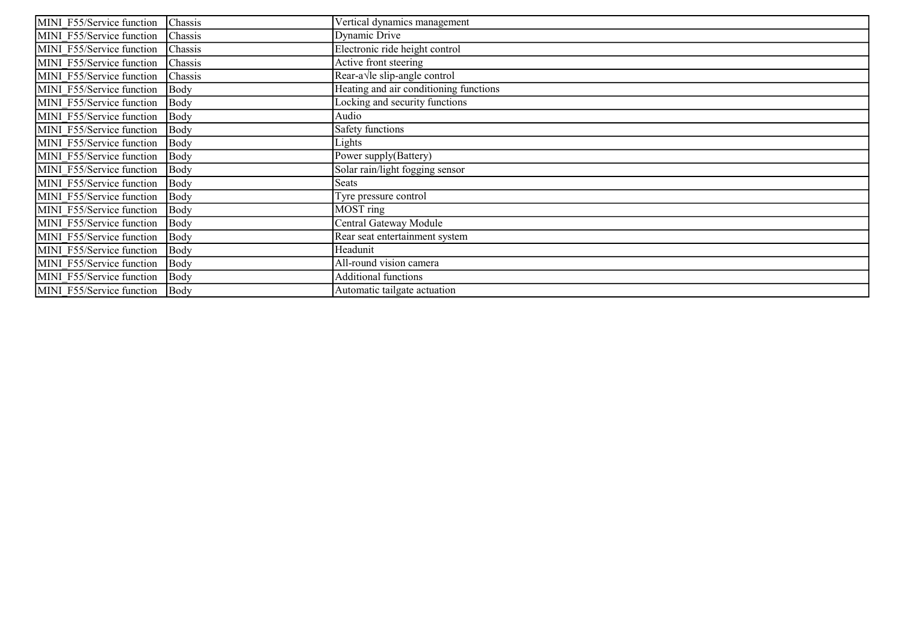| | | |
|---|---|---|
| MINI_F55/Service function | Chassis | Vertical dynamics management |
| MINI_F55/Service function | Chassis | Dynamic Drive |
| MINI_F55/Service function | Chassis | Electronic ride height control |
| MINI_F55/Service function | Chassis | Active front steering |
| MINI_F55/Service function | Chassis | Rear-a√le slip-angle control |
| MINI_F55/Service function | Body | Heating and air conditioning functions |
| MINI_F55/Service function | Body | Locking and security functions |
| MINI_F55/Service function | Body | Audio |
| MINI_F55/Service function | Body | Safety functions |
| MINI_F55/Service function | Body | Lights |
| MINI_F55/Service function | Body | Power supply(Battery) |
| MINI_F55/Service function | Body | Solar rain/light fogging sensor |
| MINI_F55/Service function | Body | Seats |
| MINI_F55/Service function | Body | Tyre pressure control |
| MINI_F55/Service function | Body | MOST ring |
| MINI_F55/Service function | Body | Central Gateway Module |
| MINI_F55/Service function | Body | Rear seat entertainment system |
| MINI_F55/Service function | Body | Headunit |
| MINI_F55/Service function | Body | All-round vision camera |
| MINI_F55/Service function | Body | Additional functions |
| MINI_F55/Service function | Body | Automatic tailgate actuation |